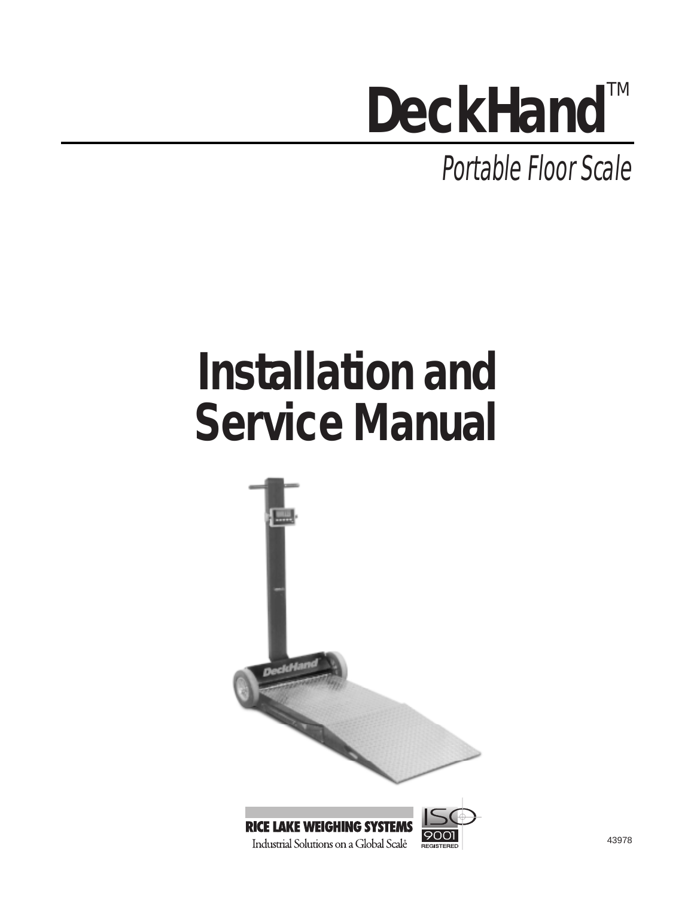# DeckHand™

*Portable Floor Scale*

# Installation and Service Manual

RICE LAKE WEIGHING SYSTEMS

Industrial Solutions on a Global Scale®

ISO 9001 REGISTERED

43978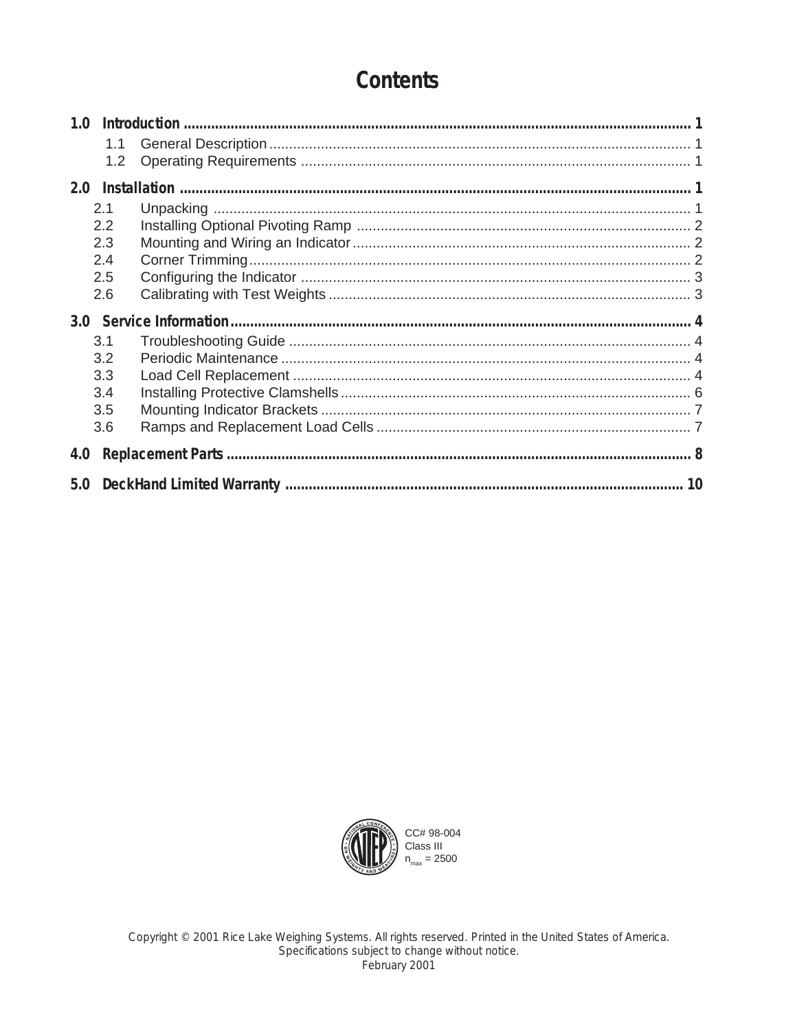# Contents

**1.0 Introduction ..... 1**
- 1.1 General Description ..... 1
- 1.2 Operating Requirements ..... 1

**2.0 Installation ..... 1**
- 2.1 Unpacking ..... 1
- 2.2 Installing Optional Pivoting Ramp ..... 2
- 2.3 Mounting and Wiring an Indicator ..... 2
- 2.4 Corner Trimming ..... 2
- 2.5 Configuring the Indicator ..... 3
- 2.6 Calibrating with Test Weights ..... 3

**3.0 Service Information ..... 4**
- 3.1 Troubleshooting Guide ..... 4
- 3.2 Periodic Maintenance ..... 4
- 3.3 Load Cell Replacement ..... 4
- 3.4 Installing Protective Clamshells ..... 6
- 3.5 Mounting Indicator Brackets ..... 7
- 3.6 Ramps and Replacement Load Cells ..... 7

**4.0 Replacement Parts ..... 8**

**5.0 DeckHand Limited Warranty ..... 10**

NTEP – National Conference on Weights and Measures

CC# 98-004
Class III
$n_{max}$ = 2500

Copyright © 2001 Rice Lake Weighing Systems. All rights reserved. Printed in the United States of America.
Specifications subject to change without notice.
February 2001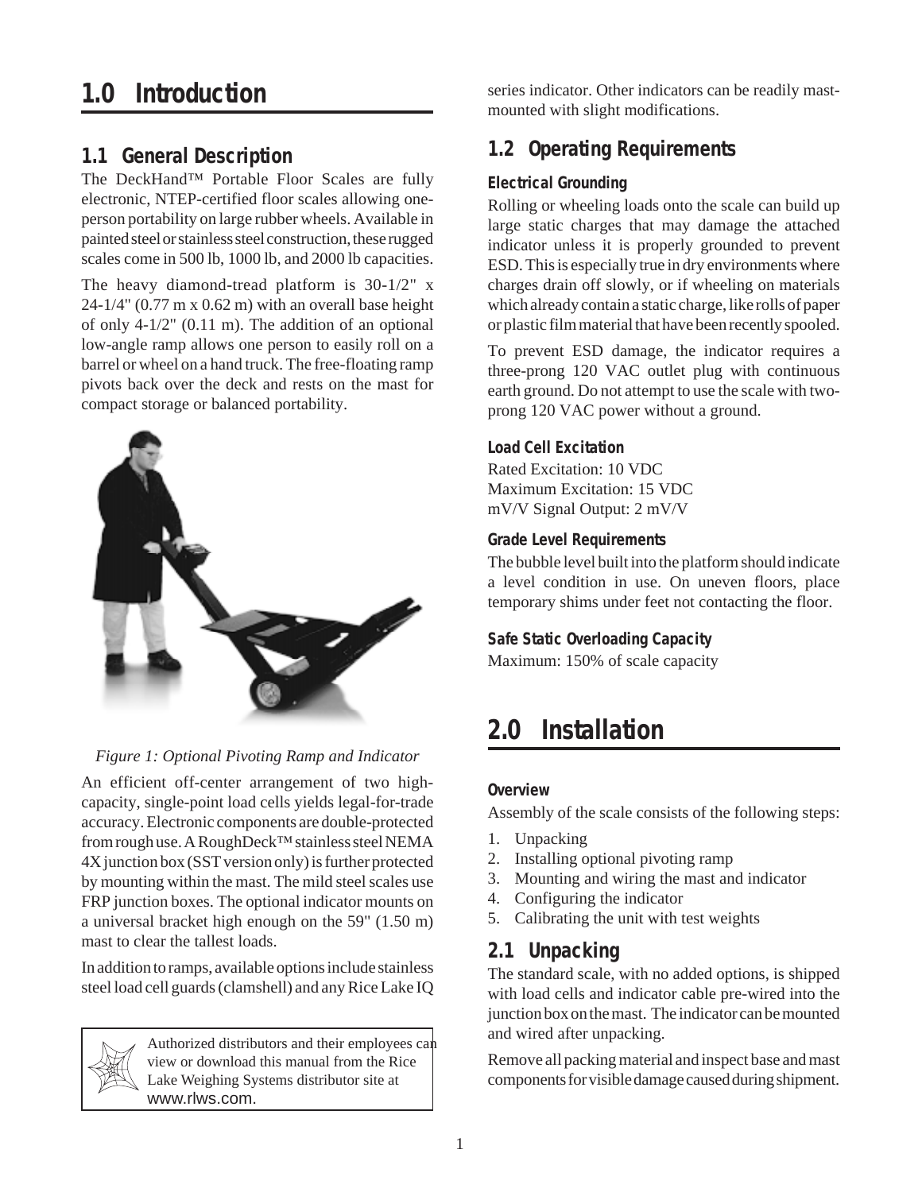# 1.0 Introduction

## 1.1 General Description

The DeckHand™ Portable Floor Scales are fully electronic, NTEP-certified floor scales allowing one-person portability on large rubber wheels. Available in painted steel or stainless steel construction, these rugged scales come in 500 lb, 1000 lb, and 2000 lb capacities.

The heavy diamond-tread platform is 30-1/2" x 24-1/4" (0.77 m x 0.62 m) with an overall base height of only 4-1/2" (0.11 m). The addition of an optional low-angle ramp allows one person to easily roll on a barrel or wheel on a hand truck. The free-floating ramp pivots back over the deck and rests on the mast for compact storage or balanced portability.

*Figure 1: Optional Pivoting Ramp and Indicator*

An efficient off-center arrangement of two high-capacity, single-point load cells yields legal-for-trade accuracy. Electronic components are double-protected from rough use. A RoughDeck™ stainless steel NEMA 4X junction box (SST version only) is further protected by mounting within the mast. The mild steel scales use FRP junction boxes. The optional indicator mounts on a universal bracket high enough on the 59" (1.50 m) mast to clear the tallest loads.

In addition to ramps, available options include stainless steel load cell guards (clamshell) and any Rice Lake IQ series indicator. Other indicators can be readily mast-mounted with slight modifications.

> Authorized distributors and their employees can view or download this manual from the Rice Lake Weighing Systems distributor site at www.rlws.com.

## 1.2 Operating Requirements

### Electrical Grounding

Rolling or wheeling loads onto the scale can build up large static charges that may damage the attached indicator unless it is properly grounded to prevent ESD. This is especially true in dry environments where charges drain off slowly, or if wheeling on materials which already contain a static charge, like rolls of paper or plastic film material that have been recently spooled.

To prevent ESD damage, the indicator requires a three-prong 120 VAC outlet plug with continuous earth ground. Do not attempt to use the scale with two-prong 120 VAC power without a ground.

### Load Cell Excitation

Rated Excitation: 10 VDC
Maximum Excitation: 15 VDC
mV/V Signal Output: 2 mV/V

### Grade Level Requirements

The bubble level built into the platform should indicate a level condition in use. On uneven floors, place temporary shims under feet not contacting the floor.

### Safe Static Overloading Capacity

Maximum: 150% of scale capacity

# 2.0 Installation

### Overview

Assembly of the scale consists of the following steps:

1. Unpacking
2. Installing optional pivoting ramp
3. Mounting and wiring the mast and indicator
4. Configuring the indicator
5. Calibrating the unit with test weights

## 2.1 Unpacking

The standard scale, with no added options, is shipped with load cells and indicator cable pre-wired into the junction box on the mast. The indicator can be mounted and wired after unpacking.

Remove all packing material and inspect base and mast components for visible damage caused during shipment.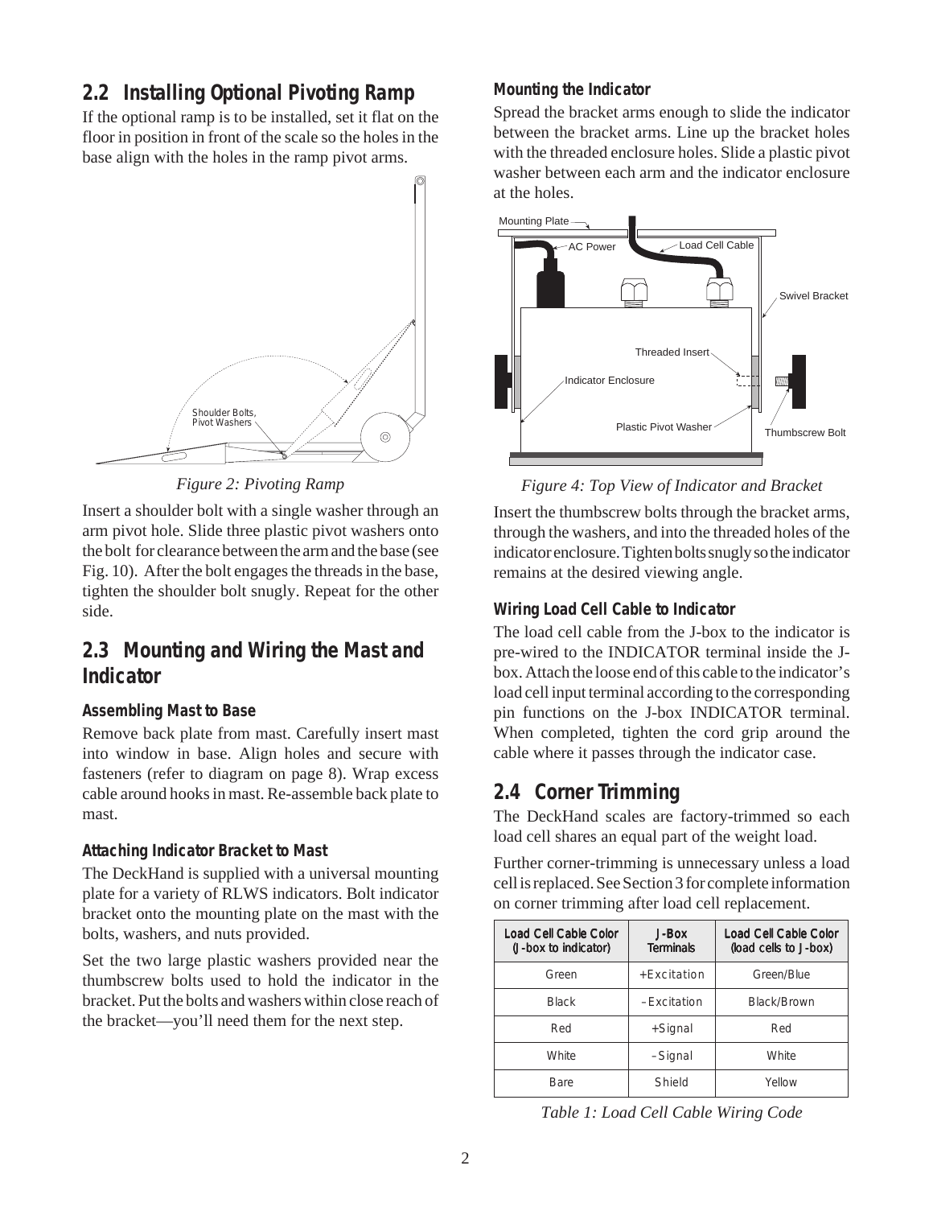## 2.2 Installing Optional Pivoting Ramp

If the optional ramp is to be installed, set it flat on the floor in position in front of the scale so the holes in the base align with the holes in the ramp pivot arms.

*Figure 2: Pivoting Ramp*

Insert a shoulder bolt with a single washer through an arm pivot hole. Slide three plastic pivot washers onto the bolt for clearance between the arm and the base (see Fig. 10). After the bolt engages the threads in the base, tighten the shoulder bolt snugly. Repeat for the other side.

## 2.3 Mounting and Wiring the Mast and Indicator

### Assembling Mast to Base

Remove back plate from mast. Carefully insert mast into window in base. Align holes and secure with fasteners (refer to diagram on page 8). Wrap excess cable around hooks in mast. Re-assemble back plate to mast.

### Attaching Indicator Bracket to Mast

The DeckHand is supplied with a universal mounting plate for a variety of RLWS indicators. Bolt indicator bracket onto the mounting plate on the mast with the bolts, washers, and nuts provided.

Set the two large plastic washers provided near the thumbscrew bolts used to hold the indicator in the bracket. Put the bolts and washers within close reach of the bracket—you'll need them for the next step.

### Mounting the Indicator

Spread the bracket arms enough to slide the indicator between the bracket arms. Line up the bracket holes with the threaded enclosure holes. Slide a plastic pivot washer between each arm and the indicator enclosure at the holes.

*Figure 4: Top View of Indicator and Bracket*

Insert the thumbscrew bolts through the bracket arms, through the washers, and into the threaded holes of the indicator enclosure. Tighten bolts snugly so the indicator remains at the desired viewing angle.

### Wiring Load Cell Cable to Indicator

The load cell cable from the J-box to the indicator is pre-wired to the INDICATOR terminal inside the J-box. Attach the loose end of this cable to the indicator's load cell input terminal according to the corresponding pin functions on the J-box INDICATOR terminal. When completed, tighten the cord grip around the cable where it passes through the indicator case.

## 2.4 Corner Trimming

The DeckHand scales are factory-trimmed so each load cell shares an equal part of the weight load.

Further corner-trimming is unnecessary unless a load cell is replaced. See Section 3 for complete information on corner trimming after load cell replacement.

| Load Cell Cable Color (J-box to indicator) | J-Box Terminals | Load Cell Cable Color (load cells to J-box) |
|---|---|---|
| Green | +Excitation | Green/Blue |
| Black | –Excitation | Black/Brown |
| Red | +Signal | Red |
| White | –Signal | White |
| Bare | Shield | Yellow |

*Table 1: Load Cell Cable Wiring Code*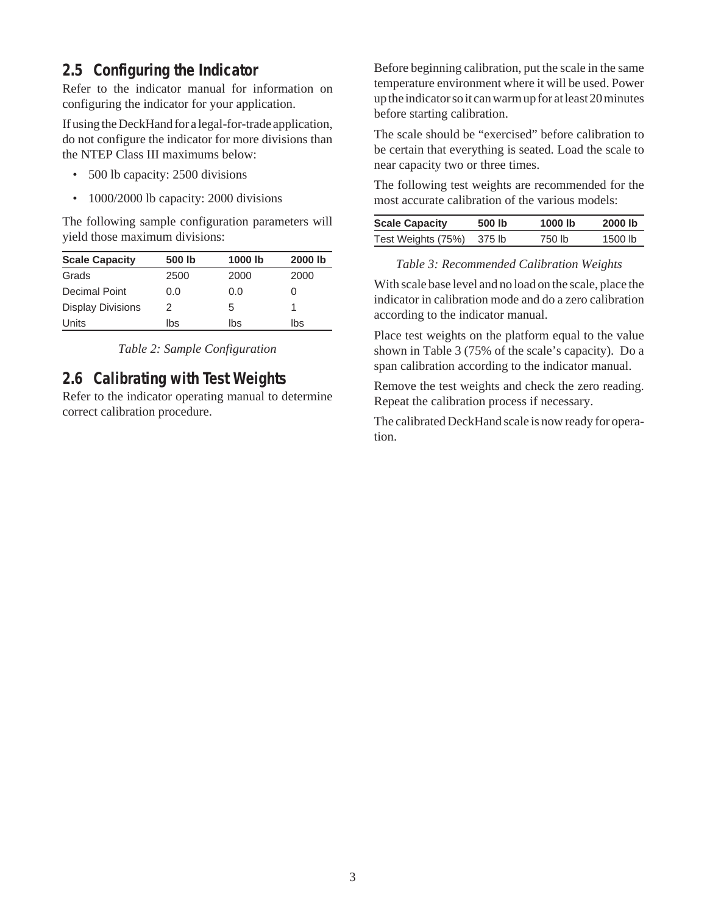## 2.5 Configuring the Indicator

Refer to the indicator manual for information on configuring the indicator for your application.

If using the DeckHand for a legal-for-trade application, do not configure the indicator for more divisions than the NTEP Class III maximums below:

- 500 lb capacity: 2500 divisions
- 1000/2000 lb capacity: 2000 divisions

The following sample configuration parameters will yield those maximum divisions:

| Scale Capacity | 500 lb | 1000 lb | 2000 lb |
|---|---|---|---|
| Grads | 2500 | 2000 | 2000 |
| Decimal Point | 0.0 | 0.0 | 0 |
| Display Divisions | 2 | 5 | 1 |
| Units | lbs | lbs | lbs |

*Table 2: Sample Configuration*

## 2.6 Calibrating with Test Weights

Refer to the indicator operating manual to determine correct calibration procedure.

Before beginning calibration, put the scale in the same temperature environment where it will be used. Power up the indicator so it can warm up for at least 20 minutes before starting calibration.

The scale should be "exercised" before calibration to be certain that everything is seated. Load the scale to near capacity two or three times.

The following test weights are recommended for the most accurate calibration of the various models:

| Scale Capacity | 500 lb | 1000 lb | 2000 lb |
|---|---|---|---|
| Test Weights (75%) | 375 lb | 750 lb | 1500 lb |

*Table 3: Recommended Calibration Weights*

With scale base level and no load on the scale, place the indicator in calibration mode and do a zero calibration according to the indicator manual.

Place test weights on the platform equal to the value shown in Table 3 (75% of the scale's capacity). Do a span calibration according to the indicator manual.

Remove the test weights and check the zero reading. Repeat the calibration process if necessary.

The calibrated DeckHand scale is now ready for operation.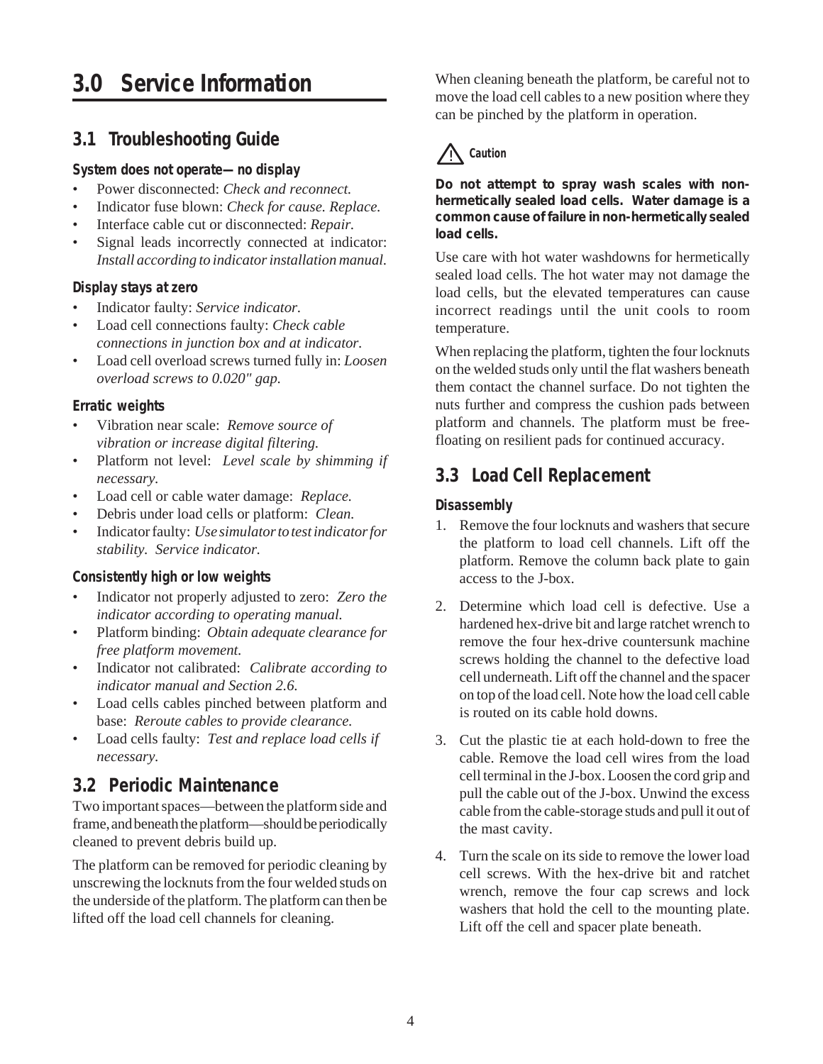# 3.0 Service Information

## 3.1 Troubleshooting Guide

**System does not operate—no display**

- Power disconnected: *Check and reconnect.*
- Indicator fuse blown: *Check for cause. Replace.*
- Interface cable cut or disconnected: *Repair.*
- Signal leads incorrectly connected at indicator: *Install according to indicator installation manual.*

**Display stays at zero**

- Indicator faulty: *Service indicator.*
- Load cell connections faulty: *Check cable connections in junction box and at indicator.*
- Load cell overload screws turned fully in: *Loosen overload screws to 0.020" gap.*

**Erratic weights**

- Vibration near scale: *Remove source of vibration or increase digital filtering.*
- Platform not level: *Level scale by shimming if necessary.*
- Load cell or cable water damage: *Replace.*
- Debris under load cells or platform: *Clean.*
- Indicator faulty: *Use simulator to test indicator for stability. Service indicator.*

**Consistently high or low weights**

- Indicator not properly adjusted to zero: *Zero the indicator according to operating manual.*
- Platform binding: *Obtain adequate clearance for free platform movement.*
- Indicator not calibrated: *Calibrate according to indicator manual and Section 2.6.*
- Load cells cables pinched between platform and base: *Reroute cables to provide clearance.*
- Load cells faulty: *Test and replace load cells if necessary.*

## 3.2 Periodic Maintenance

Two important spaces—between the platform side and frame, and beneath the platform—should be periodically cleaned to prevent debris build up.

The platform can be removed for periodic cleaning by unscrewing the locknuts from the four welded studs on the underside of the platform. The platform can then be lifted off the load cell channels for cleaning.

When cleaning beneath the platform, be careful not to move the load cell cables to a new position where they can be pinched by the platform in operation.

**Caution**

**Do not attempt to spray wash scales with non-hermetically sealed load cells. Water damage is a common cause of failure in non-hermetically sealed load cells.**

Use care with hot water washdowns for hermetically sealed load cells. The hot water may not damage the load cells, but the elevated temperatures can cause incorrect readings until the unit cools to room temperature.

When replacing the platform, tighten the four locknuts on the welded studs only until the flat washers beneath them contact the channel surface. Do not tighten the nuts further and compress the cushion pads between platform and channels. The platform must be free-floating on resilient pads for continued accuracy.

## 3.3 Load Cell Replacement

**Disassembly**

1. Remove the four locknuts and washers that secure the platform to load cell channels. Lift off the platform. Remove the column back plate to gain access to the J-box.
2. Determine which load cell is defective. Use a hardened hex-drive bit and large ratchet wrench to remove the four hex-drive countersunk machine screws holding the channel to the defective load cell underneath. Lift off the channel and the spacer on top of the load cell. Note how the load cell cable is routed on its cable hold downs.
3. Cut the plastic tie at each hold-down to free the cable. Remove the load cell wires from the load cell terminal in the J-box. Loosen the cord grip and pull the cable out of the J-box. Unwind the excess cable from the cable-storage studs and pull it out of the mast cavity.
4. Turn the scale on its side to remove the lower load cell screws. With the hex-drive bit and ratchet wrench, remove the four cap screws and lock washers that hold the cell to the mounting plate. Lift off the cell and spacer plate beneath.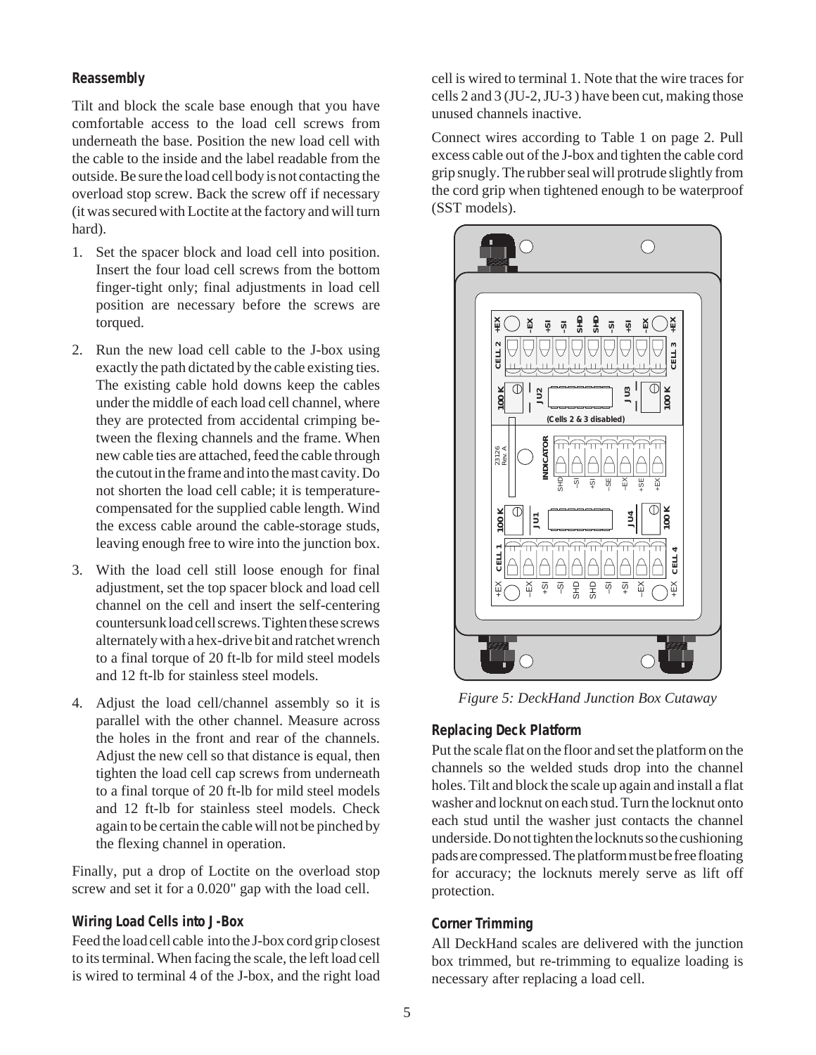### Reassembly

Tilt and block the scale base enough that you have comfortable access to the load cell screws from underneath the base. Position the new load cell with the cable to the inside and the label readable from the outside. Be sure the load cell body is not contacting the overload stop screw. Back the screw off if necessary (it was secured with Loctite at the factory and will turn hard).

1. Set the spacer block and load cell into position. Insert the four load cell screws from the bottom finger-tight only; final adjustments in load cell position are necessary before the screws are torqued.
2. Run the new load cell cable to the J-box using exactly the path dictated by the cable existing ties. The existing cable hold downs keep the cables under the middle of each load cell channel, where they are protected from accidental crimping between the flexing channels and the frame. When new cable ties are attached, feed the cable through the cutout in the frame and into the mast cavity. Do not shorten the load cell cable; it is temperature-compensated for the supplied cable length. Wind the excess cable around the cable-storage studs, leaving enough free to wire into the junction box.
3. With the load cell still loose enough for final adjustment, set the top spacer block and load cell channel on the cell and insert the self-centering countersunk load cell screws. Tighten these screws alternately with a hex-drive bit and ratchet wrench to a final torque of 20 ft-lb for mild steel models and 12 ft-lb for stainless steel models.
4. Adjust the load cell/channel assembly so it is parallel with the other channel. Measure across the holes in the front and rear of the channels. Adjust the new cell so that distance is equal, then tighten the load cell cap screws from underneath to a final torque of 20 ft-lb for mild steel models and 12 ft-lb for stainless steel models. Check again to be certain the cable will not be pinched by the flexing channel in operation.

Finally, put a drop of Loctite on the overload stop screw and set it for a 0.020" gap with the load cell.

### Wiring Load Cells into J-Box

Feed the load cell cable into the J-box cord grip closest to its terminal. When facing the scale, the left load cell is wired to terminal 4 of the J-box, and the right load cell is wired to terminal 1. Note that the wire traces for cells 2 and 3 (JU-2, JU-3 ) have been cut, making those unused channels inactive.

Connect wires according to Table 1 on page 2. Pull excess cable out of the J-box and tighten the cable cord grip snugly. The rubber seal will protrude slightly from the cord grip when tightened enough to be waterproof (SST models).

*Figure 5: DeckHand Junction Box Cutaway*

### Replacing Deck Platform

Put the scale flat on the floor and set the platform on the channels so the welded studs drop into the channel holes. Tilt and block the scale up again and install a flat washer and locknut on each stud. Turn the locknut onto each stud until the washer just contacts the channel underside. Do not tighten the locknuts so the cushioning pads are compressed. The platform must be free floating for accuracy; the locknuts merely serve as lift off protection.

### Corner Trimming

All DeckHand scales are delivered with the junction box trimmed, but re-trimming to equalize loading is necessary after replacing a load cell.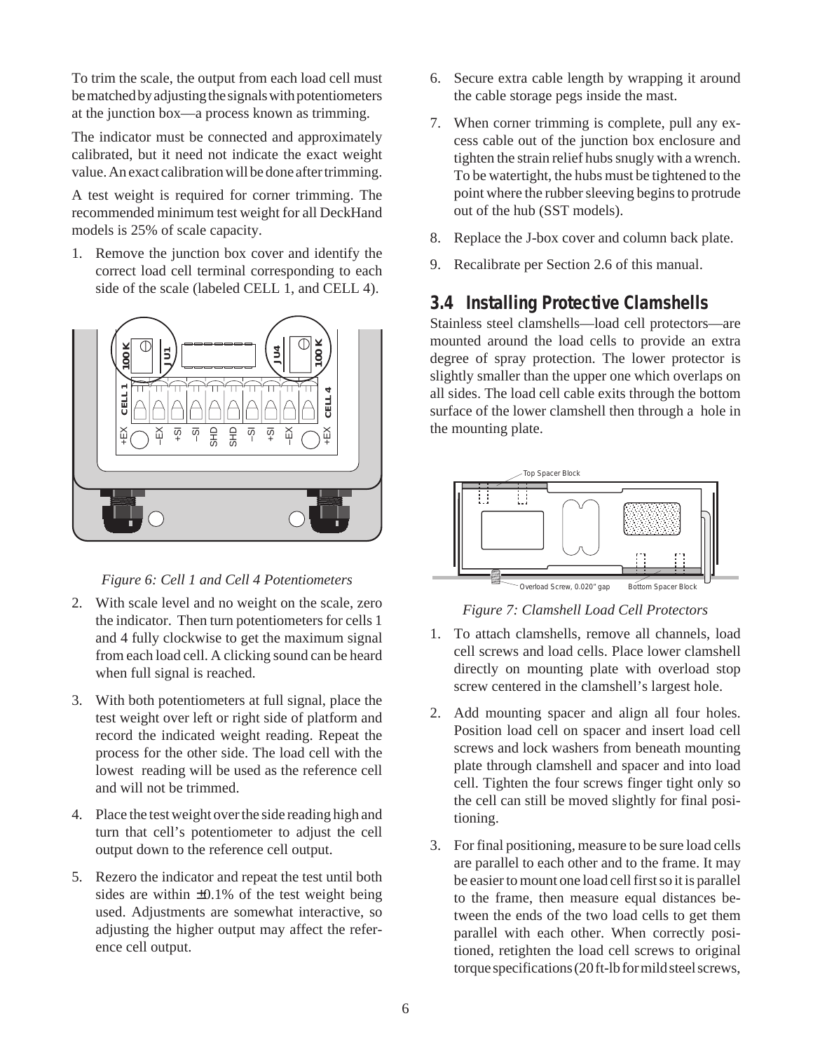To trim the scale, the output from each load cell must be matched by adjusting the signals with potentiometers at the junction box—a process known as trimming.

The indicator must be connected and approximately calibrated, but it need not indicate the exact weight value. An exact calibration will be done after trimming.

A test weight is required for corner trimming. The recommended minimum test weight for all DeckHand models is 25% of scale capacity.

1. Remove the junction box cover and identify the correct load cell terminal corresponding to each side of the scale (labeled CELL 1, and CELL 4).

*Figure 6: Cell 1 and Cell 4 Potentiometers*

2. With scale level and no weight on the scale, zero the indicator. Then turn potentiometers for cells 1 and 4 fully clockwise to get the maximum signal from each load cell. A clicking sound can be heard when full signal is reached.
3. With both potentiometers at full signal, place the test weight over left or right side of platform and record the indicated weight reading. Repeat the process for the other side. The load cell with the lowest reading will be used as the reference cell and will not be trimmed.
4. Place the test weight over the side reading high and turn that cell's potentiometer to adjust the cell output down to the reference cell output.
5. Rezero the indicator and repeat the test until both sides are within ±0.1% of the test weight being used. Adjustments are somewhat interactive, so adjusting the higher output may affect the reference cell output.
6. Secure extra cable length by wrapping it around the cable storage pegs inside the mast.
7. When corner trimming is complete, pull any excess cable out of the junction box enclosure and tighten the strain relief hubs snugly with a wrench. To be watertight, the hubs must be tightened to the point where the rubber sleeving begins to protrude out of the hub (SST models).
8. Replace the J-box cover and column back plate.
9. Recalibrate per Section 2.6 of this manual.

## 3.4 Installing Protective Clamshells

Stainless steel clamshells—load cell protectors—are mounted around the load cells to provide an extra degree of spray protection. The lower protector is slightly smaller than the upper one which overlaps on all sides. The load cell cable exits through the bottom surface of the lower clamshell then through a hole in the mounting plate.

*Figure 7: Clamshell Load Cell Protectors*

1. To attach clamshells, remove all channels, load cell screws and load cells. Place lower clamshell directly on mounting plate with overload stop screw centered in the clamshell's largest hole.
2. Add mounting spacer and align all four holes. Position load cell on spacer and insert load cell screws and lock washers from beneath mounting plate through clamshell and spacer and into load cell. Tighten the four screws finger tight only so the cell can still be moved slightly for final positioning.
3. For final positioning, measure to be sure load cells are parallel to each other and to the frame. It may be easier to mount one load cell first so it is parallel to the frame, then measure equal distances between the ends of the two load cells to get them parallel with each other. When correctly positioned, retighten the load cell screws to original torque specifications (20 ft-lb for mild steel screws,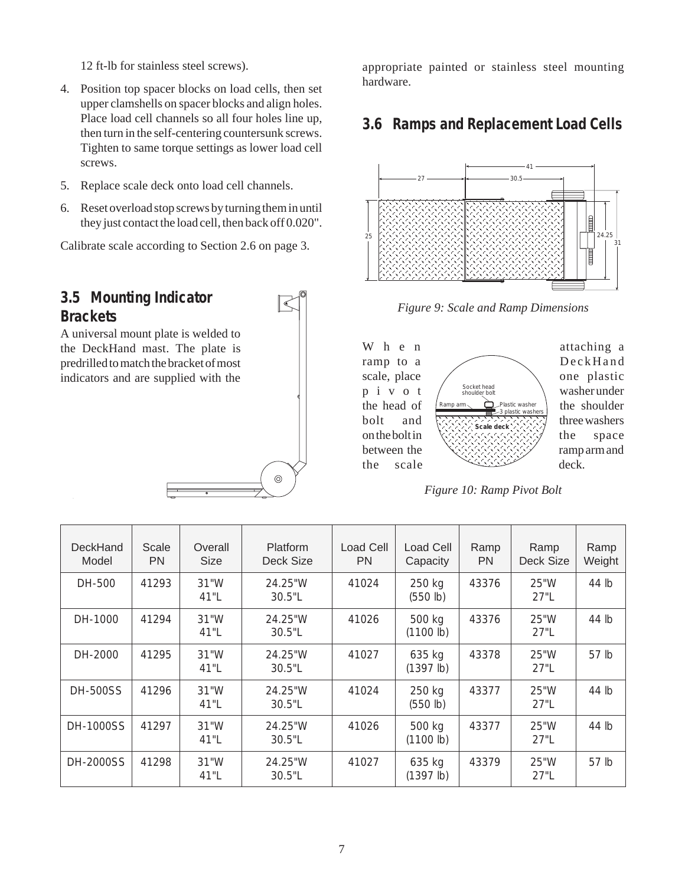12 ft-lb for stainless steel screws).

4. Position top spacer blocks on load cells, then set upper clamshells on spacer blocks and align holes. Place load cell channels so all four holes line up, then turn in the self-centering countersunk screws. Tighten to same torque settings as lower load cell screws.
5. Replace scale deck onto load cell channels.
6. Reset overload stop screws by turning them in until they just contact the load cell, then back off 0.020".

Calibrate scale according to Section 2.6 on page 3.

## 3.5 Mounting Indicator Brackets

A universal mount plate is welded to the DeckHand mast. The plate is predrilled to match the bracket of most indicators and are supplied with the appropriate painted or stainless steel mounting hardware.

## 3.6 Ramps and Replacement Load Cells

*Figure 9: Scale and Ramp Dimensions*

When attaching a ramp to a DeckHand scale, place one plastic pivot washer under the head of the shoulder bolt and three washers on the bolt in the space between the ramp arm and the scale deck.

*Figure 10: Ramp Pivot Bolt*

| DeckHand Model | Scale PN | Overall Size | Platform Deck Size | Load Cell PN | Load Cell Capacity | Ramp PN | Ramp Deck Size | Ramp Weight |
|---|---|---|---|---|---|---|---|---|
| DH-500 | 41293 | 31"W 41"L | 24.25"W 30.5"L | 41024 | 250 kg (550 lb) | 43376 | 25"W 27"L | 44 lb |
| DH-1000 | 41294 | 31"W 41"L | 24.25"W 30.5"L | 41026 | 500 kg (1100 lb) | 43376 | 25"W 27"L | 44 lb |
| DH-2000 | 41295 | 31"W 41"L | 24.25"W 30.5"L | 41027 | 635 kg (1397 lb) | 43378 | 25"W 27"L | 57 lb |
| DH-500SS | 41296 | 31"W 41"L | 24.25"W 30.5"L | 41024 | 250 kg (550 lb) | 43377 | 25"W 27"L | 44 lb |
| DH-1000SS | 41297 | 31"W 41"L | 24.25"W 30.5"L | 41026 | 500 kg (1100 lb) | 43377 | 25"W 27"L | 44 lb |
| DH-2000SS | 41298 | 31"W 41"L | 24.25"W 30.5"L | 41027 | 635 kg (1397 lb) | 43379 | 25"W 27"L | 57 lb |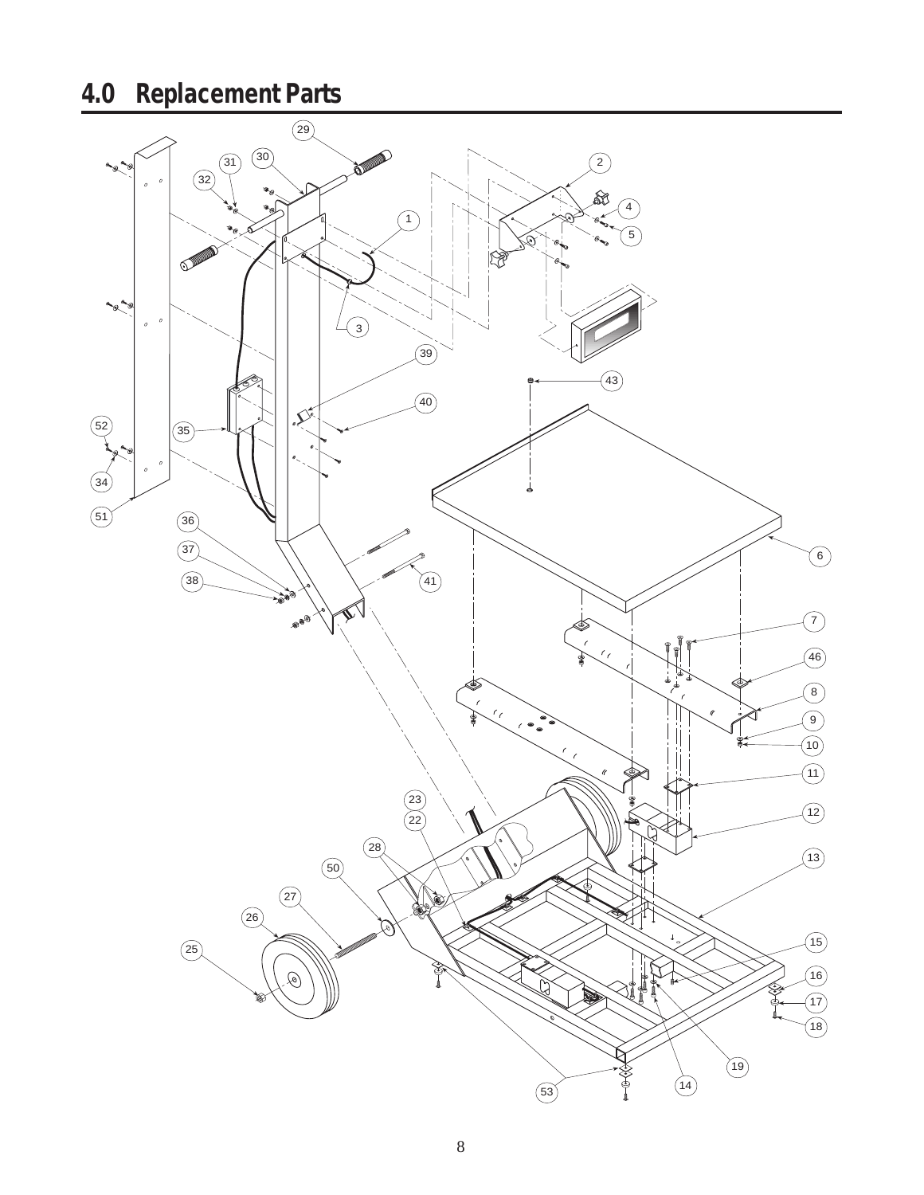# 4.0 Replacement Parts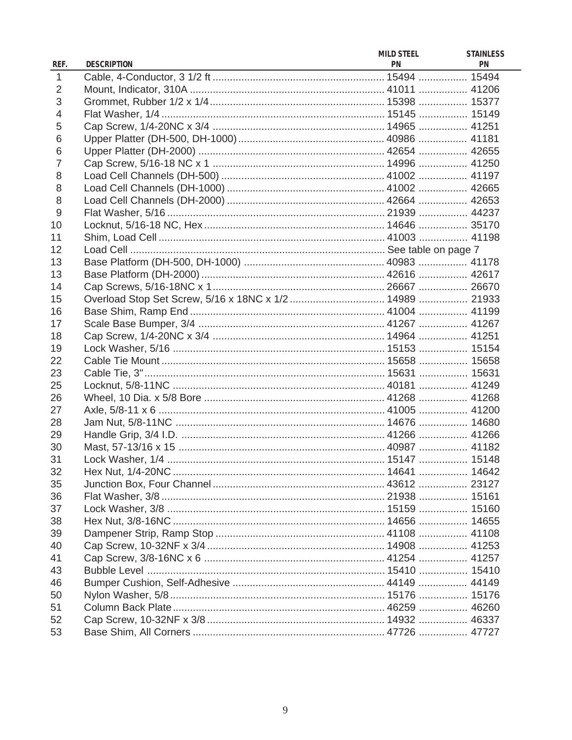| REF. | DESCRIPTION | MILD STEEL PN | STAINLESS PN |
|---|---|---|---|
| 1 | Cable, 4-Conductor, 3 1/2 ft | 15494 | 15494 |
| 2 | Mount, Indicator, 310A | 41011 | 41206 |
| 3 | Grommet, Rubber 1/2 x 1/4 | 15398 | 15377 |
| 4 | Flat Washer, 1/4 | 15145 | 15149 |
| 5 | Cap Screw, 1/4-20NC x 3/4 | 14965 | 41251 |
| 6 | Upper Platter (DH-500, DH-1000) | 40986 | 41181 |
| 6 | Upper Platter (DH-2000) | 42654 | 42655 |
| 7 | Cap Screw, 5/16-18 NC x 1 | 14996 | 41250 |
| 8 | Load Cell Channels (DH-500) | 41002 | 41197 |
| 8 | Load Cell Channels (DH-1000) | 41002 | 42665 |
| 8 | Load Cell Channels (DH-2000) | 42664 | 42653 |
| 9 | Flat Washer, 5/16 | 21939 | 44237 |
| 10 | Locknut, 5/16-18 NC, Hex | 14646 | 35170 |
| 11 | Shim, Load Cell | 41003 | 41198 |
| 12 | Load Cell | See table on page 7 | |
| 13 | Base Platform (DH-500, DH-1000) | 40983 | 41178 |
| 13 | Base Platform (DH-2000) | 42616 | 42617 |
| 14 | Cap Screws, 5/16-18NC x 1 | 26667 | 26670 |
| 15 | Overload Stop Set Screw, 5/16 x 18NC x 1/2 | 14989 | 21933 |
| 16 | Base Shim, Ramp End | 41004 | 41199 |
| 17 | Scale Base Bumper, 3/4 | 41267 | 41267 |
| 18 | Cap Screw, 1/4-20NC x 3/4 | 14964 | 41251 |
| 19 | Lock Washer, 5/16 | 15153 | 15154 |
| 22 | Cable Tie Mount | 15658 | 15658 |
| 23 | Cable Tie, 3" | 15631 | 15631 |
| 25 | Locknut, 5/8-11NC | 40181 | 41249 |
| 26 | Wheel, 10 Dia. x 5/8 Bore | 41268 | 41268 |
| 27 | Axle, 5/8-11 x 6 | 41005 | 41200 |
| 28 | Jam Nut, 5/8-11NC | 14676 | 14680 |
| 29 | Handle Grip, 3/4 I.D. | 41266 | 41266 |
| 30 | Mast, 57-13/16 x 15 | 40987 | 41182 |
| 31 | Lock Washer, 1/4 | 15147 | 15148 |
| 32 | Hex Nut, 1/4-20NC | 14641 | 14642 |
| 35 | Junction Box, Four Channel | 43612 | 23127 |
| 36 | Flat Washer, 3/8 | 21938 | 15161 |
| 37 | Lock Washer, 3/8 | 15159 | 15160 |
| 38 | Hex Nut, 3/8-16NC | 14656 | 14655 |
| 39 | Dampener Strip, Ramp Stop | 41108 | 41108 |
| 40 | Cap Screw, 10-32NF x 3/4 | 14908 | 41253 |
| 41 | Cap Screw, 3/8-16NC x 6 | 41254 | 41257 |
| 43 | Bubble Level | 15410 | 15410 |
| 46 | Bumper Cushion, Self-Adhesive | 44149 | 44149 |
| 50 | Nylon Washer, 5/8 | 15176 | 15176 |
| 51 | Column Back Plate | 46259 | 46260 |
| 52 | Cap Screw, 10-32NF x 3/8 | 14932 | 46337 |
| 53 | Base Shim, All Corners | 47726 | 47727 |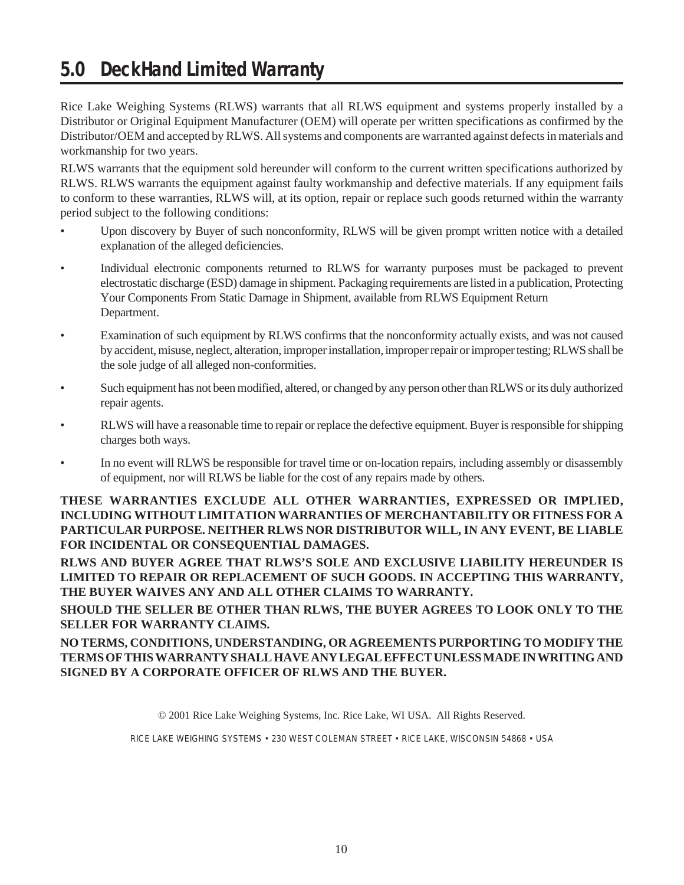# 5.0 DeckHand Limited Warranty

Rice Lake Weighing Systems (RLWS) warrants that all RLWS equipment and systems properly installed by a Distributor or Original Equipment Manufacturer (OEM) will operate per written specifications as confirmed by the Distributor/OEM and accepted by RLWS. All systems and components are warranted against defects in materials and workmanship for two years.

RLWS warrants that the equipment sold hereunder will conform to the current written specifications authorized by RLWS. RLWS warrants the equipment against faulty workmanship and defective materials. If any equipment fails to conform to these warranties, RLWS will, at its option, repair or replace such goods returned within the warranty period subject to the following conditions:

- Upon discovery by Buyer of such nonconformity, RLWS will be given prompt written notice with a detailed explanation of the alleged deficiencies.
- Individual electronic components returned to RLWS for warranty purposes must be packaged to prevent electrostatic discharge (ESD) damage in shipment. Packaging requirements are listed in a publication, Protecting Your Components From Static Damage in Shipment, available from RLWS Equipment Return Department.
- Examination of such equipment by RLWS confirms that the nonconformity actually exists, and was not caused by accident, misuse, neglect, alteration, improper installation, improper repair or improper testing; RLWS shall be the sole judge of all alleged non-conformities.
- Such equipment has not been modified, altered, or changed by any person other than RLWS or its duly authorized repair agents.
- RLWS will have a reasonable time to repair or replace the defective equipment. Buyer is responsible for shipping charges both ways.
- In no event will RLWS be responsible for travel time or on-location repairs, including assembly or disassembly of equipment, nor will RLWS be liable for the cost of any repairs made by others.

**THESE WARRANTIES EXCLUDE ALL OTHER WARRANTIES, EXPRESSED OR IMPLIED, INCLUDING WITHOUT LIMITATION WARRANTIES OF MERCHANTABILITY OR FITNESS FOR A PARTICULAR PURPOSE. NEITHER RLWS NOR DISTRIBUTOR WILL, IN ANY EVENT, BE LIABLE FOR INCIDENTAL OR CONSEQUENTIAL DAMAGES.**

**RLWS AND BUYER AGREE THAT RLWS'S SOLE AND EXCLUSIVE LIABILITY HEREUNDER IS LIMITED TO REPAIR OR REPLACEMENT OF SUCH GOODS. IN ACCEPTING THIS WARRANTY, THE BUYER WAIVES ANY AND ALL OTHER CLAIMS TO WARRANTY.**

**SHOULD THE SELLER BE OTHER THAN RLWS, THE BUYER AGREES TO LOOK ONLY TO THE SELLER FOR WARRANTY CLAIMS.**

**NO TERMS, CONDITIONS, UNDERSTANDING, OR AGREEMENTS PURPORTING TO MODIFY THE TERMS OF THIS WARRANTY SHALL HAVE ANY LEGAL EFFECT UNLESS MADE IN WRITING AND SIGNED BY A CORPORATE OFFICER OF RLWS AND THE BUYER.**

© 2001 Rice Lake Weighing Systems, Inc. Rice Lake, WI USA. All Rights Reserved.

RICE LAKE WEIGHING SYSTEMS • 230 WEST COLEMAN STREET • RICE LAKE, WISCONSIN 54868 • USA